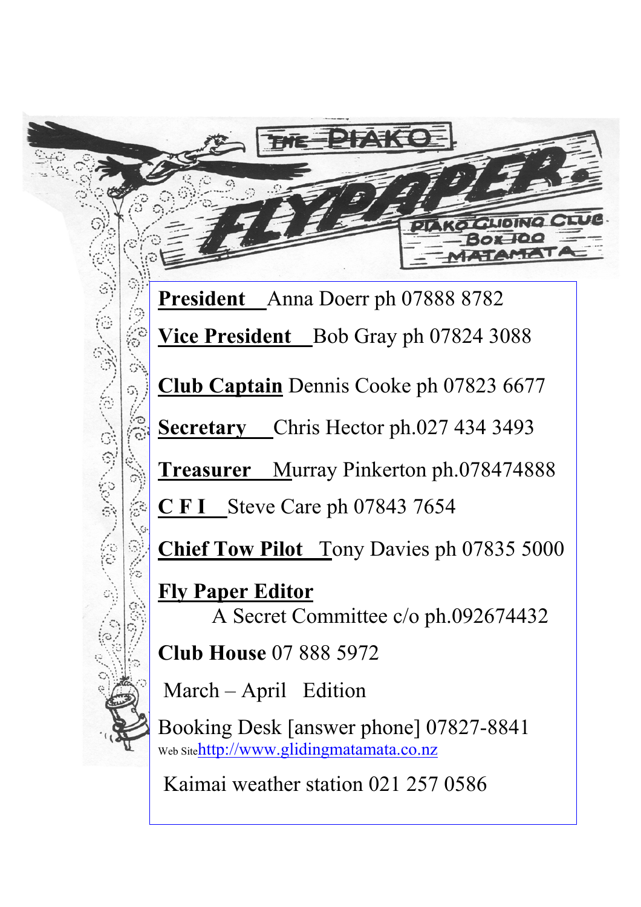# THE PIAKO FLYPAPER

PIAKO GLIDING CLUB
Box 100
MATAMATA

**President** Anna Doerr ph 07888 8782

**Vice President** Bob Gray ph 07824 3088

**Club Captain** Dennis Cooke ph 07823 6677

**Secretary** Chris Hector ph.027 434 3493

**Treasurer** Murray Pinkerton ph.078474888

**C F I** Steve Care ph 07843 7654

**Chief Tow Pilot** Tony Davies ph 07835 5000

**Fly Paper Editor**
A Secret Committee c/o ph.092674432

**Club House** 07 888 5972

March – April Edition

Booking Desk [answer phone] 07827-8841
Web Site http://www.glidingmatamata.co.nz

Kaimai weather station 021 257 0586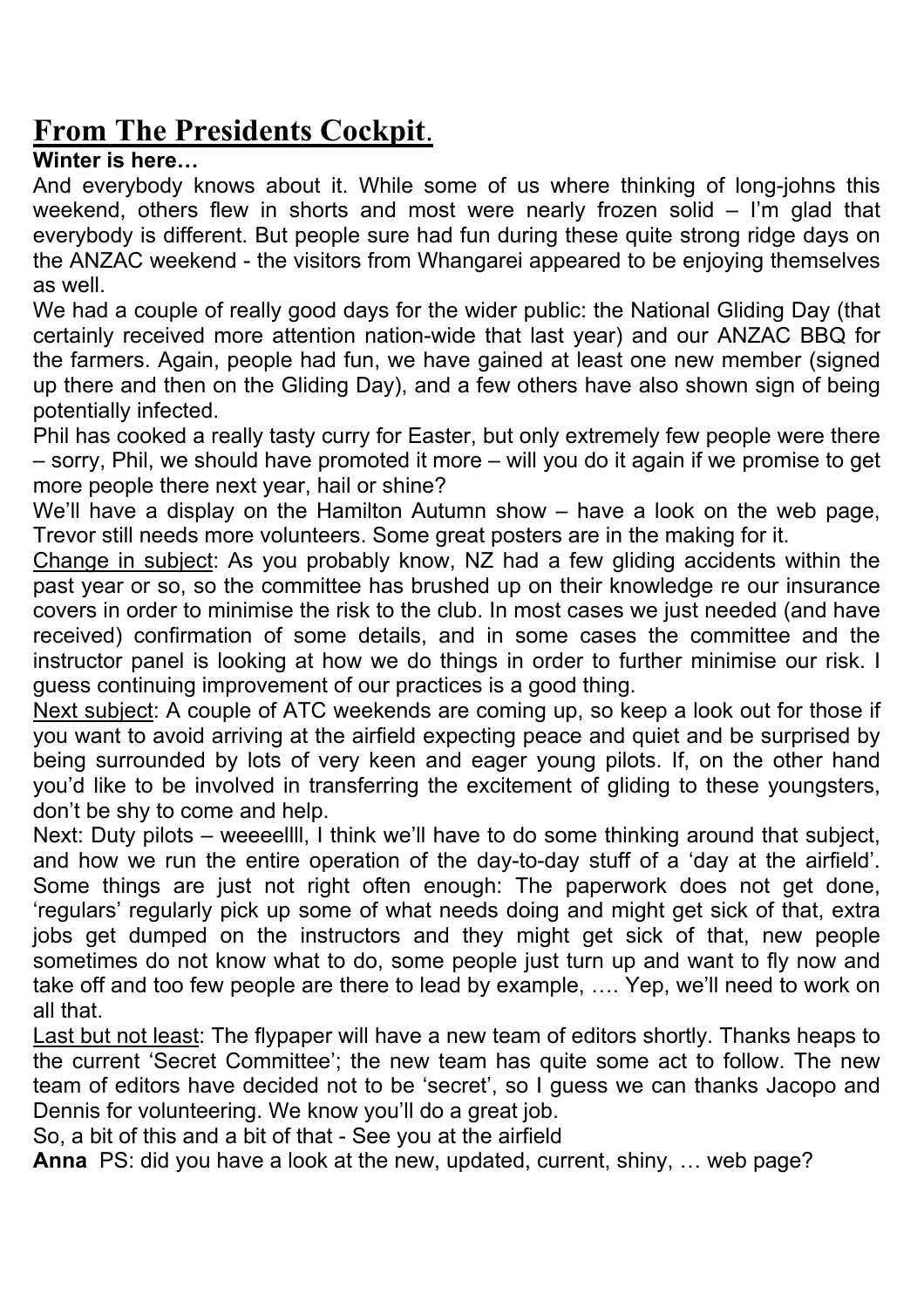# From The Presidents Cockpit.

**Winter is here…**

And everybody knows about it. While some of us where thinking of long-johns this weekend, others flew in shorts and most were nearly frozen solid – I'm glad that everybody is different. But people sure had fun during these quite strong ridge days on the ANZAC weekend - the visitors from Whangarei appeared to be enjoying themselves as well.

We had a couple of really good days for the wider public: the National Gliding Day (that certainly received more attention nation-wide that last year) and our ANZAC BBQ for the farmers. Again, people had fun, we have gained at least one new member (signed up there and then on the Gliding Day), and a few others have also shown sign of being potentially infected.

Phil has cooked a really tasty curry for Easter, but only extremely few people were there – sorry, Phil, we should have promoted it more – will you do it again if we promise to get more people there next year, hail or shine?

We'll have a display on the Hamilton Autumn show – have a look on the web page, Trevor still needs more volunteers. Some great posters are in the making for it.

<u>Change in subject</u>: As you probably know, NZ had a few gliding accidents within the past year or so, so the committee has brushed up on their knowledge re our insurance covers in order to minimise the risk to the club. In most cases we just needed (and have received) confirmation of some details, and in some cases the committee and the instructor panel is looking at how we do things in order to further minimise our risk. I guess continuing improvement of our practices is a good thing.

<u>Next subject</u>: A couple of ATC weekends are coming up, so keep a look out for those if you want to avoid arriving at the airfield expecting peace and quiet and be surprised by being surrounded by lots of very keen and eager young pilots. If, on the other hand you'd like to be involved in transferring the excitement of gliding to these youngsters, don't be shy to come and help.

Next: Duty pilots – weeeellll, I think we'll have to do some thinking around that subject, and how we run the entire operation of the day-to-day stuff of a 'day at the airfield'. Some things are just not right often enough: The paperwork does not get done, 'regulars' regularly pick up some of what needs doing and might get sick of that, extra jobs get dumped on the instructors and they might get sick of that, new people sometimes do not know what to do, some people just turn up and want to fly now and take off and too few people are there to lead by example, …. Yep, we'll need to work on all that.

<u>Last but not least</u>: The flypaper will have a new team of editors shortly. Thanks heaps to the current 'Secret Committee'; the new team has quite some act to follow. The new team of editors have decided not to be 'secret', so I guess we can thanks Jacopo and Dennis for volunteering. We know you'll do a great job.

So, a bit of this and a bit of that - See you at the airfield

**Anna** PS: did you have a look at the new, updated, current, shiny, … web page?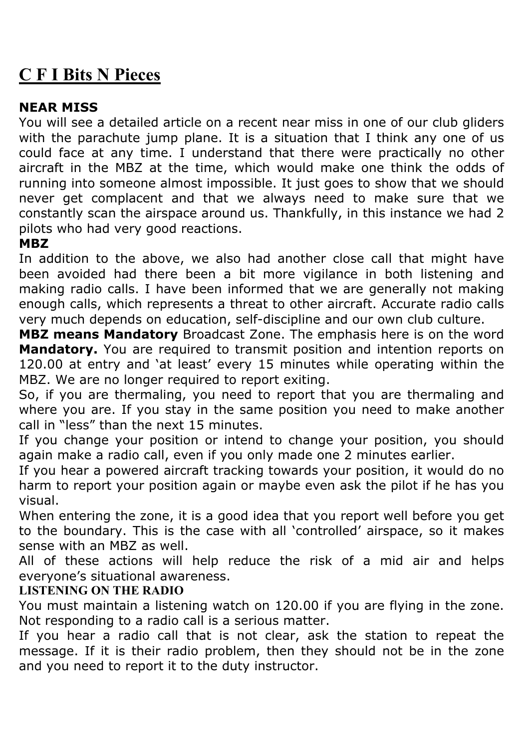# C F I Bits N Pieces

**NEAR MISS**

You will see a detailed article on a recent near miss in one of our club gliders with the parachute jump plane. It is a situation that I think any one of us could face at any time. I understand that there were practically no other aircraft in the MBZ at the time, which would make one think the odds of running into someone almost impossible. It just goes to show that we should never get complacent and that we always need to make sure that we constantly scan the airspace around us. Thankfully, in this instance we had 2 pilots who had very good reactions.

**MBZ**

In addition to the above, we also had another close call that might have been avoided had there been a bit more vigilance in both listening and making radio calls. I have been informed that we are generally not making enough calls, which represents a threat to other aircraft. Accurate radio calls very much depends on education, self-discipline and our own club culture.

**MBZ means Mandatory** Broadcast Zone. The emphasis here is on the word **Mandatory.** You are required to transmit position and intention reports on 120.00 at entry and 'at least' every 15 minutes while operating within the MBZ. We are no longer required to report exiting.

So, if you are thermaling, you need to report that you are thermaling and where you are. If you stay in the same position you need to make another call in "less" than the next 15 minutes.

If you change your position or intend to change your position, you should again make a radio call, even if you only made one 2 minutes earlier.

If you hear a powered aircraft tracking towards your position, it would do no harm to report your position again or maybe even ask the pilot if he has you visual.

When entering the zone, it is a good idea that you report well before you get to the boundary. This is the case with all 'controlled' airspace, so it makes sense with an MBZ as well.

All of these actions will help reduce the risk of a mid air and helps everyone's situational awareness.

**LISTENING ON THE RADIO**

You must maintain a listening watch on 120.00 if you are flying in the zone. Not responding to a radio call is a serious matter.

If you hear a radio call that is not clear, ask the station to repeat the message. If it is their radio problem, then they should not be in the zone and you need to report it to the duty instructor.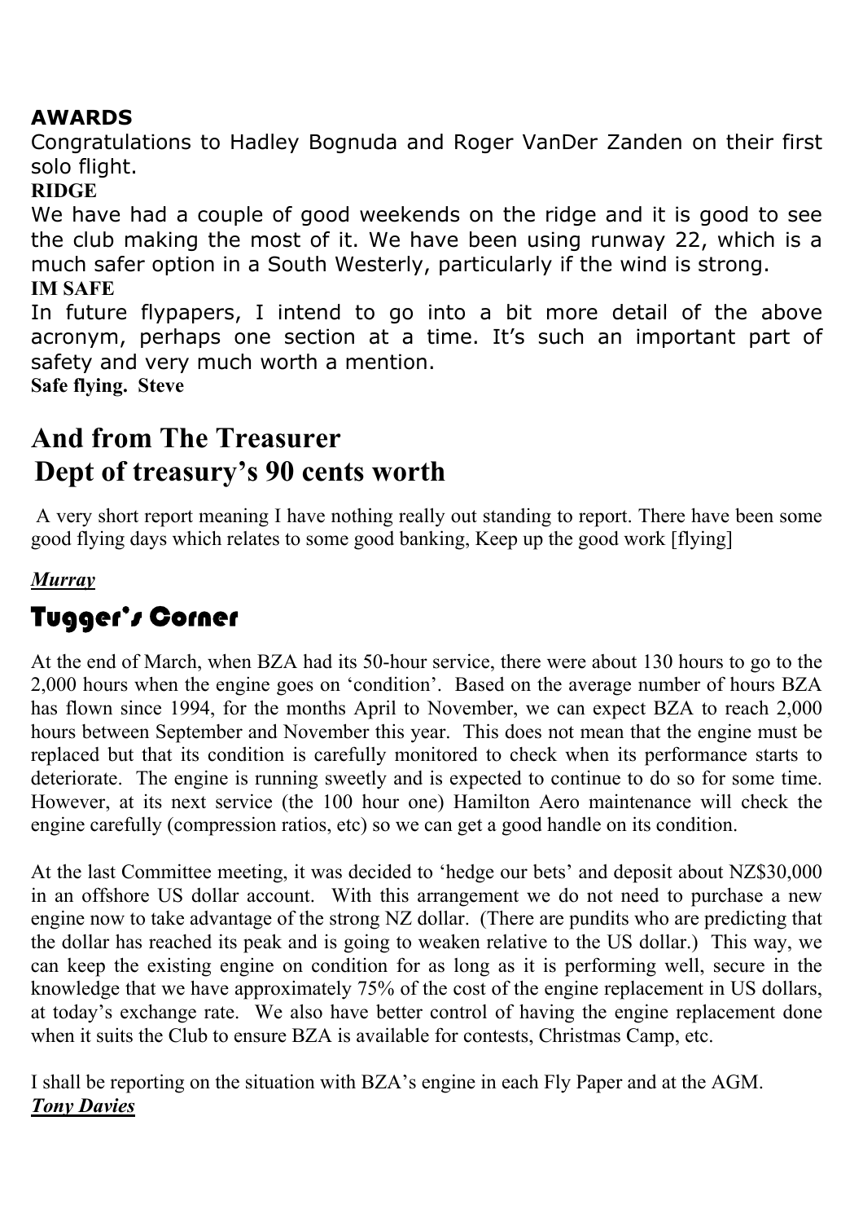**AWARDS**

Congratulations to Hadley Bognuda and Roger VanDer Zanden on their first solo flight.

**RIDGE**

We have had a couple of good weekends on the ridge and it is good to see the club making the most of it. We have been using runway 22, which is a much safer option in a South Westerly, particularly if the wind is strong.

**IM SAFE**

In future flypapers, I intend to go into a bit more detail of the above acronym, perhaps one section at a time. It's such an important part of safety and very much worth a mention.

**Safe flying. Steve**

## And from The Treasurer

## Dept of treasury's 90 cents worth

A very short report meaning I have nothing really out standing to report. There have been some good flying days which relates to some good banking, Keep up the good work [flying]

***Murray***

## Tugger's Corner

At the end of March, when BZA had its 50-hour service, there were about 130 hours to go to the 2,000 hours when the engine goes on 'condition'. Based on the average number of hours BZA has flown since 1994, for the months April to November, we can expect BZA to reach 2,000 hours between September and November this year. This does not mean that the engine must be replaced but that its condition is carefully monitored to check when its performance starts to deteriorate. The engine is running sweetly and is expected to continue to do so for some time. However, at its next service (the 100 hour one) Hamilton Aero maintenance will check the engine carefully (compression ratios, etc) so we can get a good handle on its condition.

At the last Committee meeting, it was decided to 'hedge our bets' and deposit about NZ$30,000 in an offshore US dollar account. With this arrangement we do not need to purchase a new engine now to take advantage of the strong NZ dollar. (There are pundits who are predicting that the dollar has reached its peak and is going to weaken relative to the US dollar.) This way, we can keep the existing engine on condition for as long as it is performing well, secure in the knowledge that we have approximately 75% of the cost of the engine replacement in US dollars, at today's exchange rate. We also have better control of having the engine replacement done when it suits the Club to ensure BZA is available for contests, Christmas Camp, etc.

I shall be reporting on the situation with BZA's engine in each Fly Paper and at the AGM.

***Tony Davies***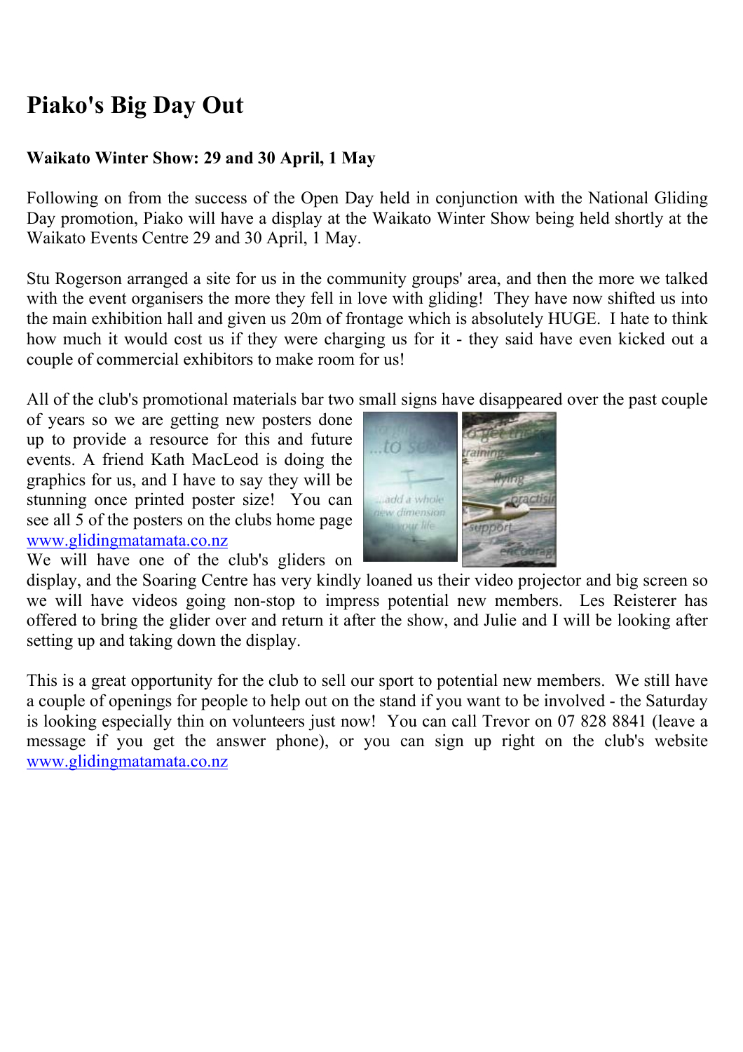# Piako's Big Day Out

**Waikato Winter Show: 29 and 30 April, 1 May**

Following on from the success of the Open Day held in conjunction with the National Gliding Day promotion, Piako will have a display at the Waikato Winter Show being held shortly at the Waikato Events Centre 29 and 30 April, 1 May.

Stu Rogerson arranged a site for us in the community groups' area, and then the more we talked with the event organisers the more they fell in love with gliding! They have now shifted us into the main exhibition hall and given us 20m of frontage which is absolutely HUGE. I hate to think how much it would cost us if they were charging us for it - they said have even kicked out a couple of commercial exhibitors to make room for us!

All of the club's promotional materials bar two small signs have disappeared over the past couple of years so we are getting new posters done up to provide a resource for this and future events. A friend Kath MacLeod is doing the graphics for us, and I have to say they will be stunning once printed poster size! You can see all 5 of the posters on the clubs home page www.glidingmatamata.co.nz

We will have one of the club's gliders on display, and the Soaring Centre has very kindly loaned us their video projector and big screen so we will have videos going non-stop to impress potential new members. Les Reisterer has offered to bring the glider over and return it after the show, and Julie and I will be looking after setting up and taking down the display.

This is a great opportunity for the club to sell our sport to potential new members. We still have a couple of openings for people to help out on the stand if you want to be involved - the Saturday is looking especially thin on volunteers just now! You can call Trevor on 07 828 8841 (leave a message if you get the answer phone), or you can sign up right on the club's website www.glidingmatamata.co.nz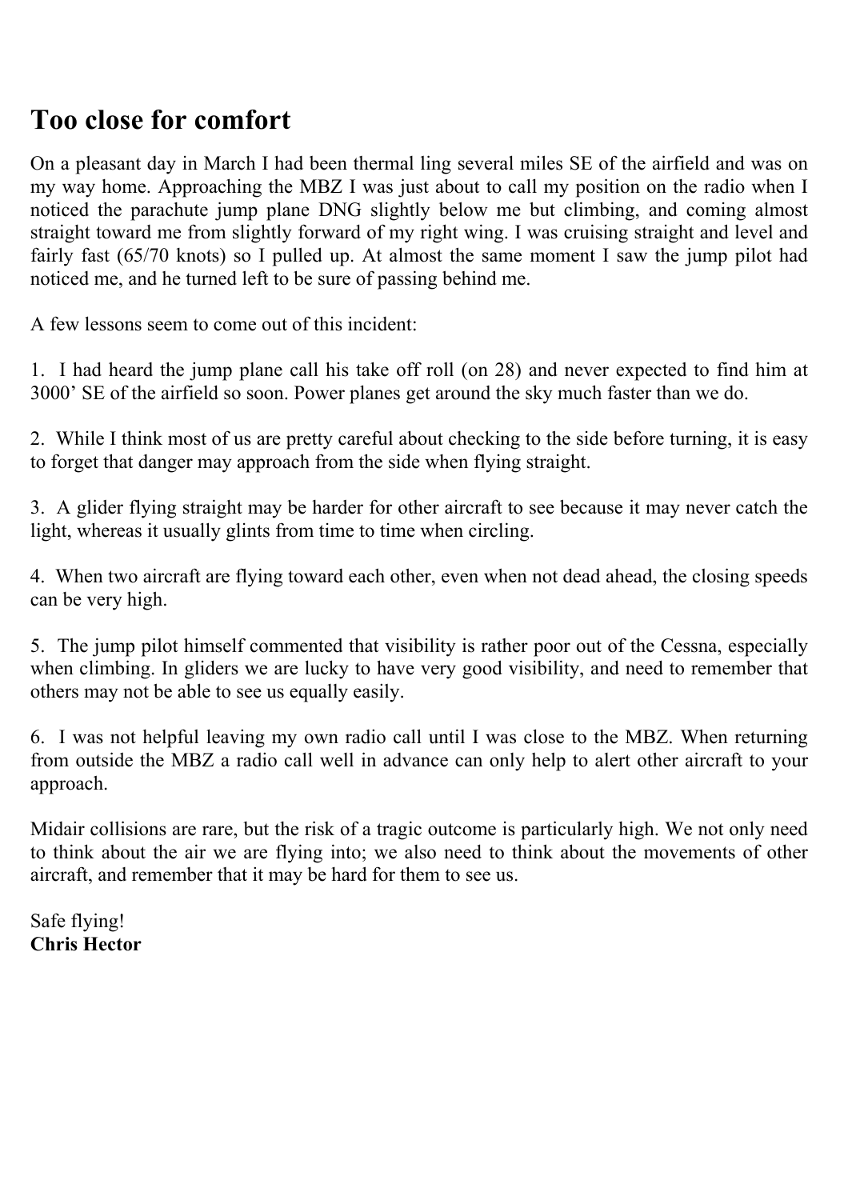## Too close for comfort

On a pleasant day in March I had been thermal ling several miles SE of the airfield and was on my way home. Approaching the MBZ I was just about to call my position on the radio when I noticed the parachute jump plane DNG slightly below me but climbing, and coming almost straight toward me from slightly forward of my right wing. I was cruising straight and level and fairly fast (65/70 knots) so I pulled up. At almost the same moment I saw the jump pilot had noticed me, and he turned left to be sure of passing behind me.

A few lessons seem to come out of this incident:

1. I had heard the jump plane call his take off roll (on 28) and never expected to find him at 3000' SE of the airfield so soon. Power planes get around the sky much faster than we do.

2. While I think most of us are pretty careful about checking to the side before turning, it is easy to forget that danger may approach from the side when flying straight.

3. A glider flying straight may be harder for other aircraft to see because it may never catch the light, whereas it usually glints from time to time when circling.

4. When two aircraft are flying toward each other, even when not dead ahead, the closing speeds can be very high.

5. The jump pilot himself commented that visibility is rather poor out of the Cessna, especially when climbing. In gliders we are lucky to have very good visibility, and need to remember that others may not be able to see us equally easily.

6. I was not helpful leaving my own radio call until I was close to the MBZ. When returning from outside the MBZ a radio call well in advance can only help to alert other aircraft to your approach.

Midair collisions are rare, but the risk of a tragic outcome is particularly high. We not only need to think about the air we are flying into; we also need to think about the movements of other aircraft, and remember that it may be hard for them to see us.

Safe flying!
**Chris Hector**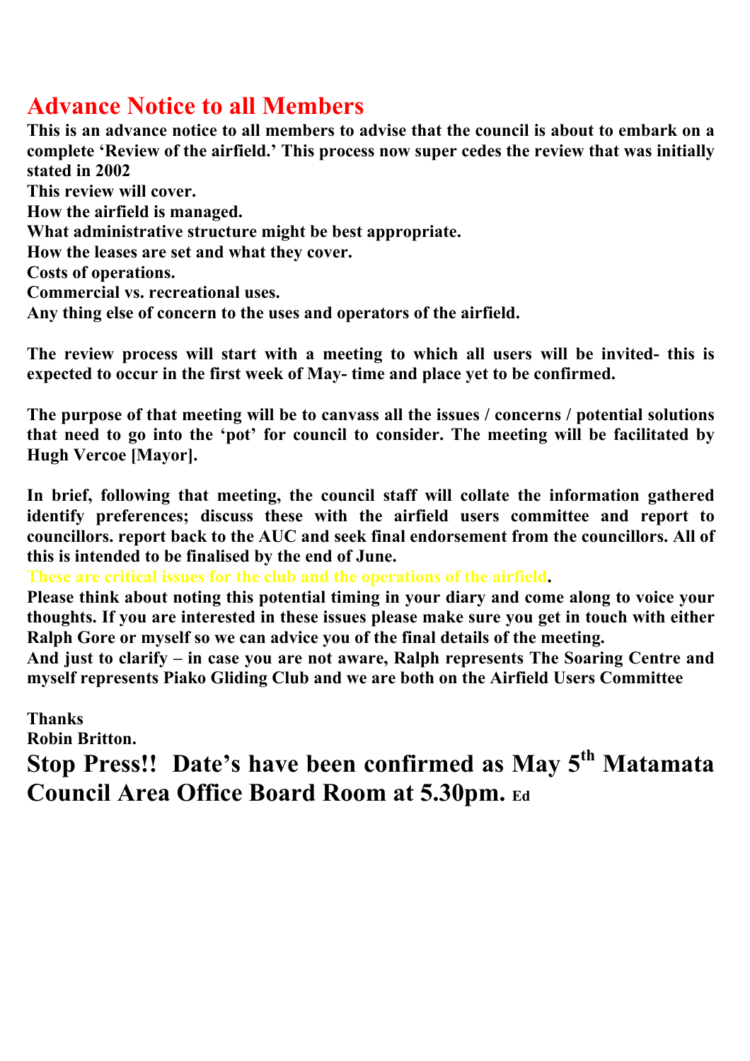# Advance Notice to all Members

**This is an advance notice to all members to advise that the council is about to embark on a complete 'Review of the airfield.' This process now super cedes the review that was initially stated in 2002**

**This review will cover.**

**How the airfield is managed.**

**What administrative structure might be best appropriate.**

**How the leases are set and what they cover.**

**Costs of operations.**

**Commercial vs. recreational uses.**

**Any thing else of concern to the uses and operators of the airfield.**

**The review process will start with a meeting to which all users will be invited- this is expected to occur in the first week of May- time and place yet to be confirmed.**

**The purpose of that meeting will be to canvass all the issues / concerns / potential solutions that need to go into the 'pot' for council to consider. The meeting will be facilitated by Hugh Vercoe [Mayor].**

**In brief, following that meeting, the council staff will collate the information gathered identify preferences; discuss these with the airfield users committee and report to councillors. report back to the AUC and seek final endorsement from the councillors. All of this is intended to be finalised by the end of June.**

**These are critical issues for the club and the operations of the airfield.**

**Please think about noting this potential timing in your diary and come along to voice your thoughts. If you are interested in these issues please make sure you get in touch with either Ralph Gore or myself so we can advice you of the final details of the meeting.**

**And just to clarify – in case you are not aware, Ralph represents The Soaring Centre and myself represents Piako Gliding Club and we are both on the Airfield Users Committee**

**Thanks**

**Robin Britton.**

## Stop Press!! Date's have been confirmed as May 5th Matamata Council Area Office Board Room at 5.30pm. Ed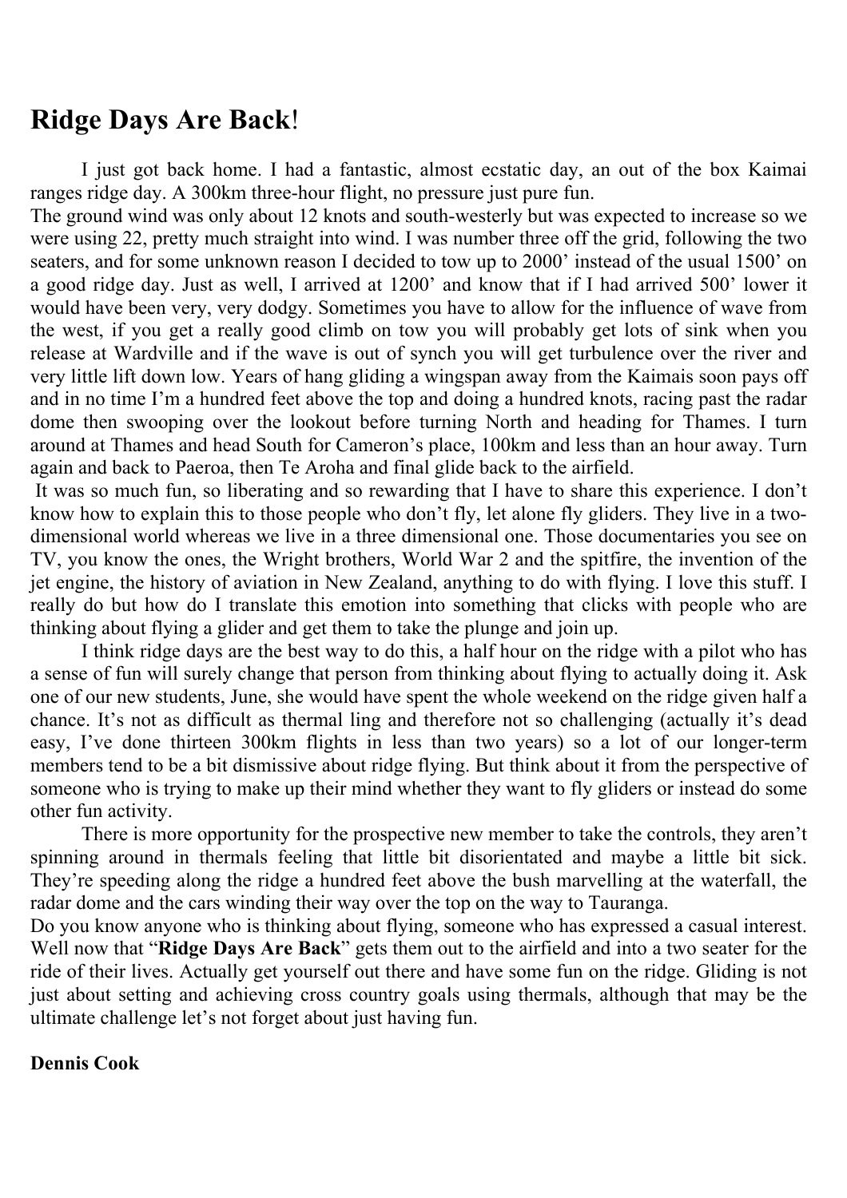## **Ridge Days Are Back**!

I just got back home. I had a fantastic, almost ecstatic day, an out of the box Kaimai ranges ridge day. A 300km three-hour flight, no pressure just pure fun.

The ground wind was only about 12 knots and south-westerly but was expected to increase so we were using 22, pretty much straight into wind. I was number three off the grid, following the two seaters, and for some unknown reason I decided to tow up to 2000' instead of the usual 1500' on a good ridge day. Just as well, I arrived at 1200' and know that if I had arrived 500' lower it would have been very, very dodgy. Sometimes you have to allow for the influence of wave from the west, if you get a really good climb on tow you will probably get lots of sink when you release at Wardville and if the wave is out of synch you will get turbulence over the river and very little lift down low. Years of hang gliding a wingspan away from the Kaimais soon pays off and in no time I'm a hundred feet above the top and doing a hundred knots, racing past the radar dome then swooping over the lookout before turning North and heading for Thames. I turn around at Thames and head South for Cameron's place, 100km and less than an hour away. Turn again and back to Paeroa, then Te Aroha and final glide back to the airfield.

It was so much fun, so liberating and so rewarding that I have to share this experience. I don't know how to explain this to those people who don't fly, let alone fly gliders. They live in a two-dimensional world whereas we live in a three dimensional one. Those documentaries you see on TV, you know the ones, the Wright brothers, World War 2 and the spitfire, the invention of the jet engine, the history of aviation in New Zealand, anything to do with flying. I love this stuff. I really do but how do I translate this emotion into something that clicks with people who are thinking about flying a glider and get them to take the plunge and join up.

I think ridge days are the best way to do this, a half hour on the ridge with a pilot who has a sense of fun will surely change that person from thinking about flying to actually doing it. Ask one of our new students, June, she would have spent the whole weekend on the ridge given half a chance. It's not as difficult as thermal ling and therefore not so challenging (actually it's dead easy, I've done thirteen 300km flights in less than two years) so a lot of our longer-term members tend to be a bit dismissive about ridge flying. But think about it from the perspective of someone who is trying to make up their mind whether they want to fly gliders or instead do some other fun activity.

There is more opportunity for the prospective new member to take the controls, they aren't spinning around in thermals feeling that little bit disorientated and maybe a little bit sick. They're speeding along the ridge a hundred feet above the bush marvelling at the waterfall, the radar dome and the cars winding their way over the top on the way to Tauranga.

Do you know anyone who is thinking about flying, someone who has expressed a casual interest. Well now that "**Ridge Days Are Back**" gets them out to the airfield and into a two seater for the ride of their lives. Actually get yourself out there and have some fun on the ridge. Gliding is not just about setting and achieving cross country goals using thermals, although that may be the ultimate challenge let's not forget about just having fun.

**Dennis Cook**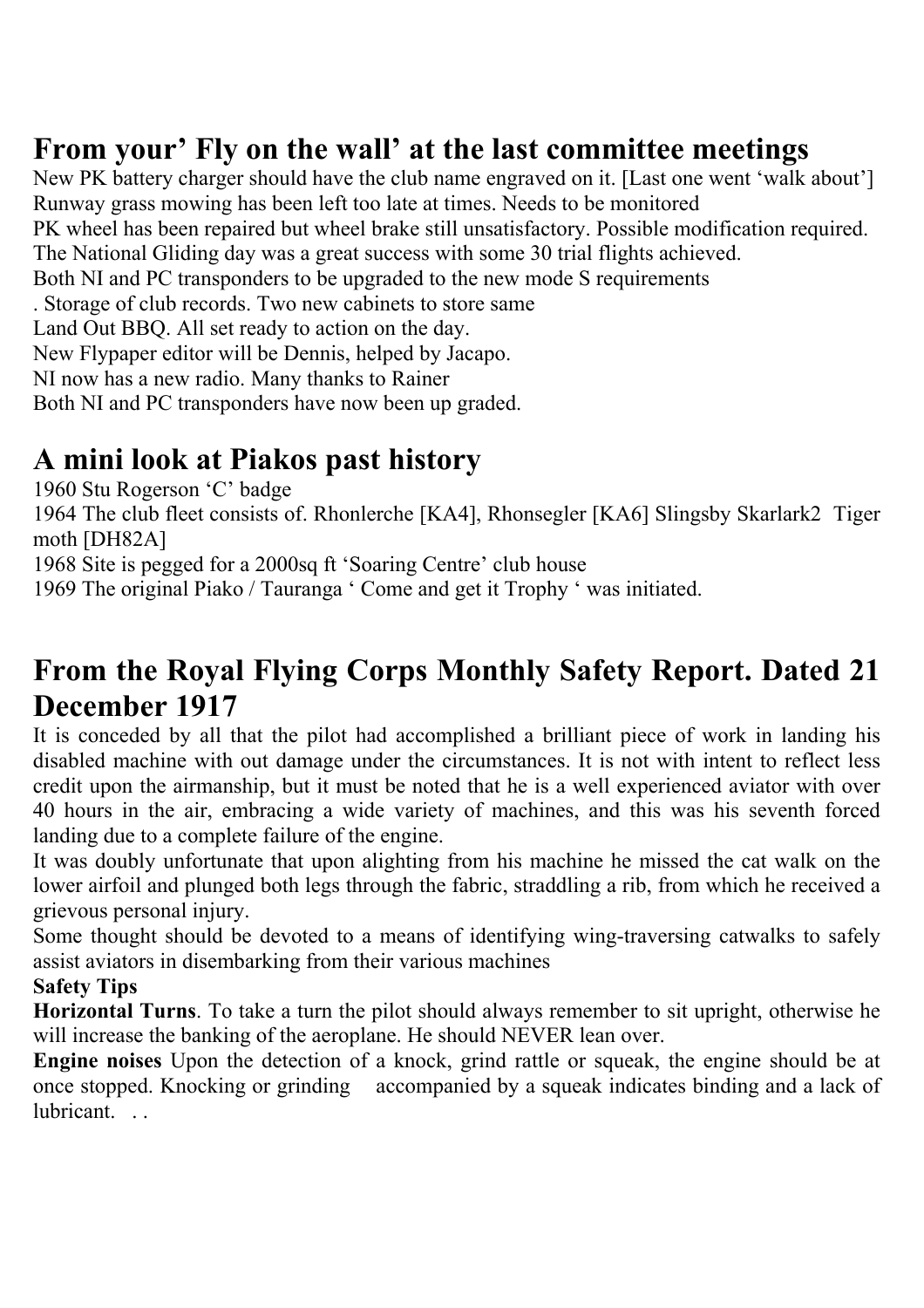## From your' Fly on the wall' at the last committee meetings

New PK battery charger should have the club name engraved on it. [Last one went 'walk about']
Runway grass mowing has been left too late at times. Needs to be monitored
PK wheel has been repaired but wheel brake still unsatisfactory. Possible modification required.
The National Gliding day was a great success with some 30 trial flights achieved.
Both NI and PC transponders to be upgraded to the new mode S requirements
. Storage of club records. Two new cabinets to store same
Land Out BBQ. All set ready to action on the day.
New Flypaper editor will be Dennis, helped by Jacapo.
NI now has a new radio. Many thanks to Rainer
Both NI and PC transponders have now been up graded.

## A mini look at Piakos past history

1960 Stu Rogerson 'C' badge
1964 The club fleet consists of. Rhonlerche [KA4], Rhonsegler [KA6] Slingsby Skarlark2 Tiger moth [DH82A]
1968 Site is pegged for a 2000sq ft 'Soaring Centre' club house
1969 The original Piako / Tauranga ' Come and get it Trophy ' was initiated.

## From the Royal Flying Corps Monthly Safety Report. Dated 21 December 1917

It is conceded by all that the pilot had accomplished a brilliant piece of work in landing his disabled machine with out damage under the circumstances. It is not with intent to reflect less credit upon the airmanship, but it must be noted that he is a well experienced aviator with over 40 hours in the air, embracing a wide variety of machines, and this was his seventh forced landing due to a complete failure of the engine.

It was doubly unfortunate that upon alighting from his machine he missed the cat walk on the lower airfoil and plunged both legs through the fabric, straddling a rib, from which he received a grievous personal injury.

Some thought should be devoted to a means of identifying wing-traversing catwalks to safely assist aviators in disembarking from their various machines

**Safety Tips**

**Horizontal Turns**. To take a turn the pilot should always remember to sit upright, otherwise he will increase the banking of the aeroplane. He should NEVER lean over.

**Engine noises** Upon the detection of a knock, grind rattle or squeak, the engine should be at once stopped. Knocking or grinding accompanied by a squeak indicates binding and a lack of lubricant. . .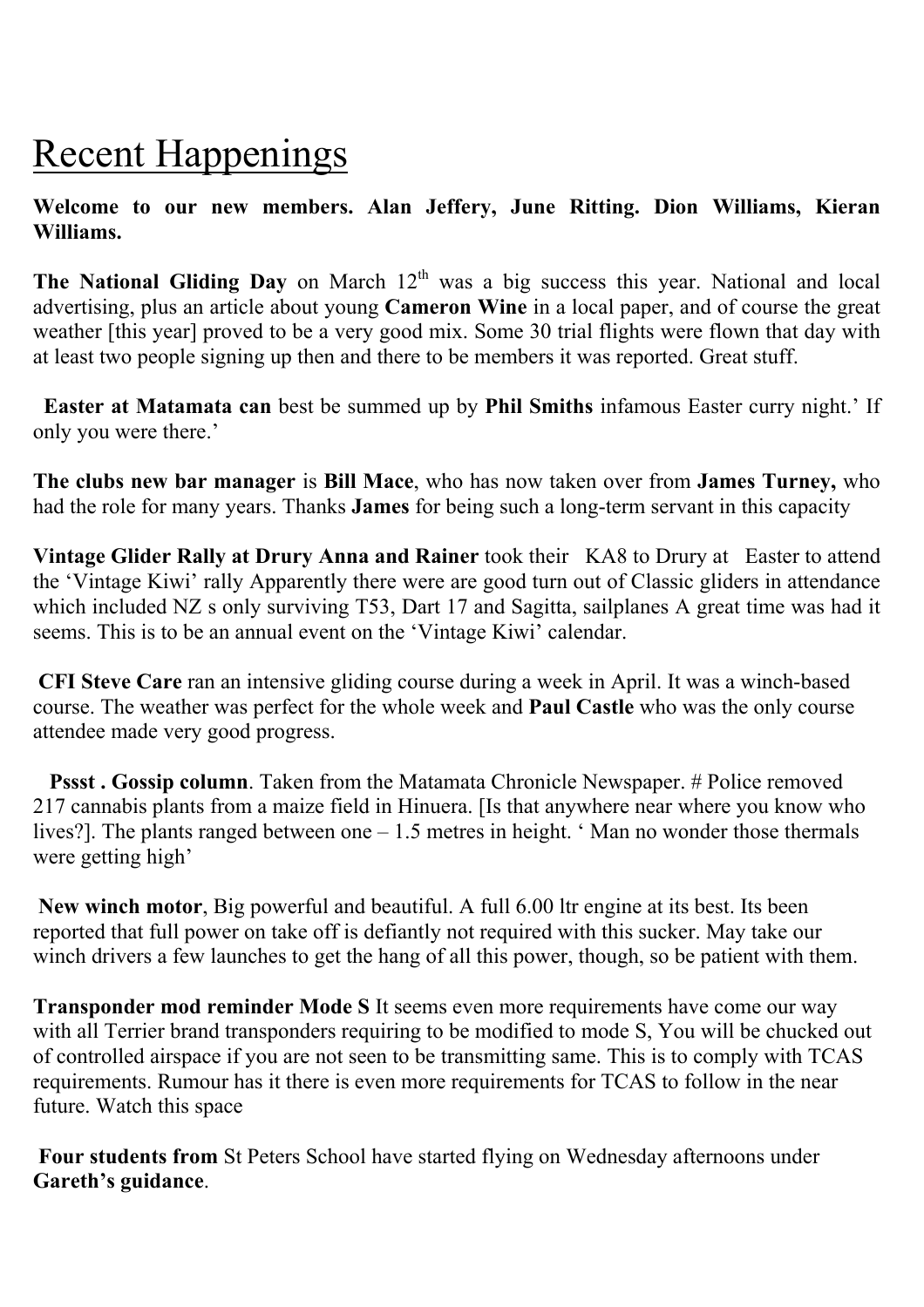# Recent Happenings

**Welcome to our new members. Alan Jeffery, June Ritting. Dion Williams, Kieran Williams.**

**The National Gliding Day** on March 12th was a big success this year. National and local advertising, plus an article about young **Cameron Wine** in a local paper, and of course the great weather [this year] proved to be a very good mix. Some 30 trial flights were flown that day with at least two people signing up then and there to be members it was reported. Great stuff.

**Easter at Matamata can** best be summed up by **Phil Smiths** infamous Easter curry night.' If only you were there.'

**The clubs new bar manager** is **Bill Mace**, who has now taken over from **James Turney,** who had the role for many years. Thanks **James** for being such a long-term servant in this capacity

**Vintage Glider Rally at Drury Anna and Rainer** took their KA8 to Drury at Easter to attend the 'Vintage Kiwi' rally Apparently there were are good turn out of Classic gliders in attendance which included NZ s only surviving T53, Dart 17 and Sagitta, sailplanes A great time was had it seems. This is to be an annual event on the 'Vintage Kiwi' calendar.

**CFI Steve Care** ran an intensive gliding course during a week in April. It was a winch-based course. The weather was perfect for the whole week and **Paul Castle** who was the only course attendee made very good progress.

**Pssst . Gossip column**. Taken from the Matamata Chronicle Newspaper. # Police removed 217 cannabis plants from a maize field in Hinuera. [Is that anywhere near where you know who lives?]. The plants ranged between one – 1.5 metres in height. ' Man no wonder those thermals were getting high'

**New winch motor**, Big powerful and beautiful. A full 6.00 ltr engine at its best. Its been reported that full power on take off is defiantly not required with this sucker. May take our winch drivers a few launches to get the hang of all this power, though, so be patient with them.

**Transponder mod reminder Mode S** It seems even more requirements have come our way with all Terrier brand transponders requiring to be modified to mode S, You will be chucked out of controlled airspace if you are not seen to be transmitting same. This is to comply with TCAS requirements. Rumour has it there is even more requirements for TCAS to follow in the near future. Watch this space

**Four students from** St Peters School have started flying on Wednesday afternoons under **Gareth's guidance**.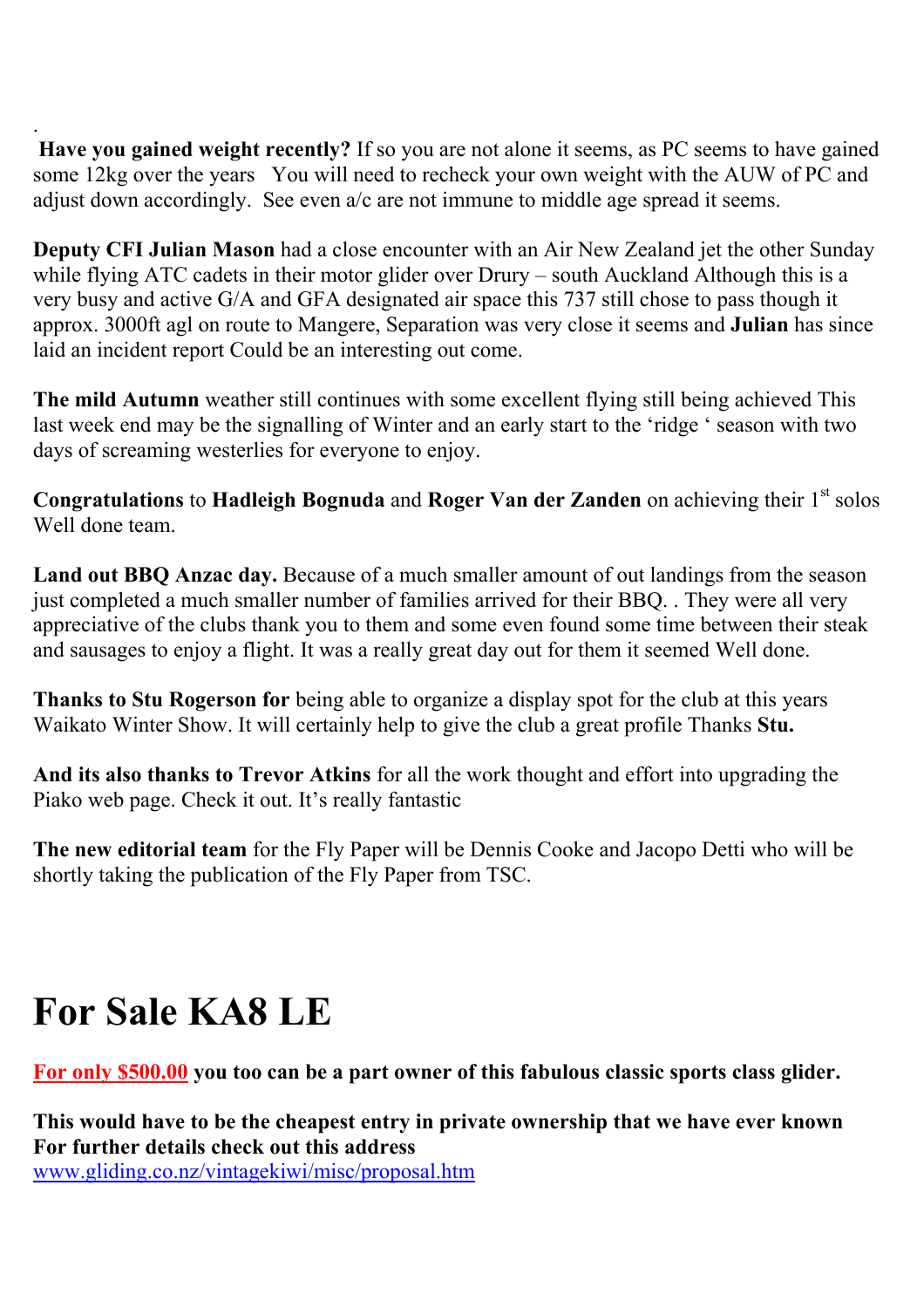.
**Have you gained weight recently?** If so you are not alone it seems, as PC seems to have gained some 12kg over the years  You will need to recheck your own weight with the AUW of PC and adjust down accordingly.  See even a/c are not immune to middle age spread it seems.

**Deputy CFI Julian Mason** had a close encounter with an Air New Zealand jet the other Sunday while flying ATC cadets in their motor glider over Drury – south Auckland Although this is a very busy and active G/A and GFA designated air space this 737 still chose to pass though it approx. 3000ft agl on route to Mangere, Separation was very close it seems and **Julian** has since laid an incident report Could be an interesting out come.

**The mild Autumn** weather still continues with some excellent flying still being achieved This last week end may be the signalling of Winter and an early start to the 'ridge ' season with two days of screaming westerlies for everyone to enjoy.

**Congratulations** to **Hadleigh Bognuda** and **Roger Van der Zanden** on achieving their 1st solos Well done team.

**Land out BBQ Anzac day.** Because of a much smaller amount of out landings from the season just completed a much smaller number of families arrived for their BBQ. . They were all very appreciative of the clubs thank you to them and some even found some time between their steak and sausages to enjoy a flight. It was a really great day out for them it seemed Well done.

**Thanks to Stu Rogerson for** being able to organize a display spot for the club at this years Waikato Winter Show. It will certainly help to give the club a great profile Thanks **Stu.**

**And its also thanks to Trevor Atkins** for all the work thought and effort into upgrading the Piako web page. Check it out. It's really fantastic

**The new editorial team** for the Fly Paper will be Dennis Cooke and Jacopo Detti who will be shortly taking the publication of the Fly Paper from TSC.

# For Sale KA8 LE

**For only $500.00 you too can be a part owner of this fabulous classic sports class glider.**

**This would have to be the cheapest entry in private ownership that we have ever known**
**For further details check out this address**
www.gliding.co.nz/vintagekiwi/misc/proposal.htm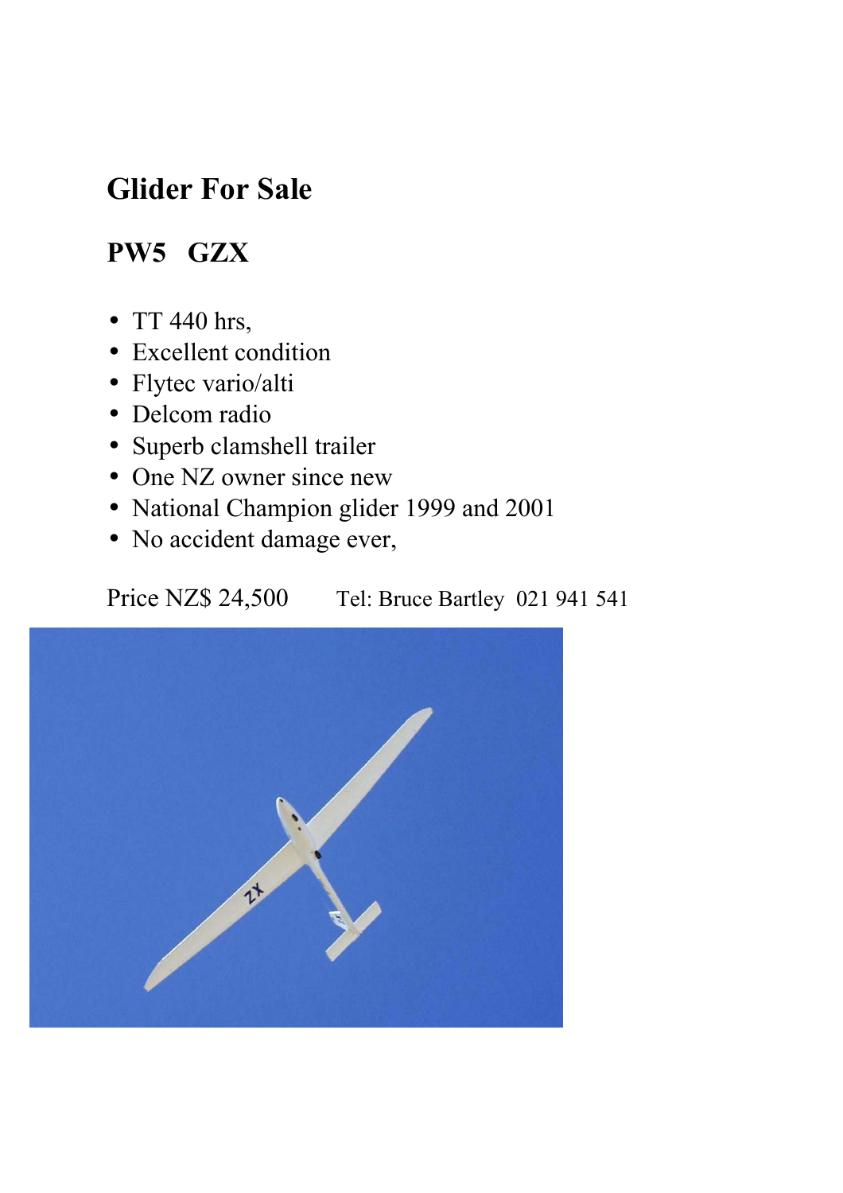## Glider For Sale

### PW5 GZX

- TT 440 hrs,
- Excellent condition
- Flytec vario/alti
- Delcom radio
- Superb clamshell trailer
- One NZ owner since new
- National Champion glider 1999 and 2001
- No accident damage ever,

Price NZ$ 24,500 Tel: Bruce Bartley 021 941 541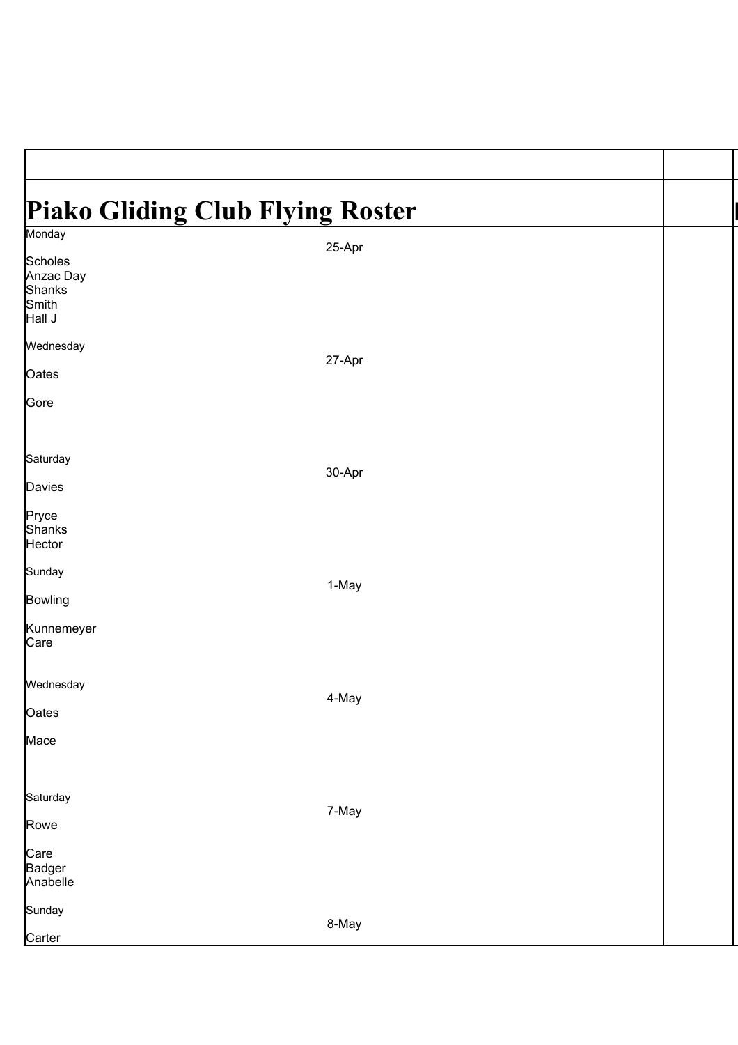# Piako Gliding Club Flying Roster

| | |
|---|---|
| Monday<br>Scholes<br>Anzac Day<br>Shanks<br>Smith<br>Hall J | 25-Apr |
| Wednesday<br>Oates<br>Gore | 27-Apr |
| Saturday<br>Davies<br>Pryce<br>Shanks<br>Hector | 30-Apr |
| Sunday<br>Bowling<br>Kunnemeyer<br>Care | 1-May |
| Wednesday<br>Oates<br>Mace | 4-May |
| Saturday<br>Rowe<br>Care<br>Badger<br>Anabelle | 7-May |
| Sunday<br>Carter | 8-May |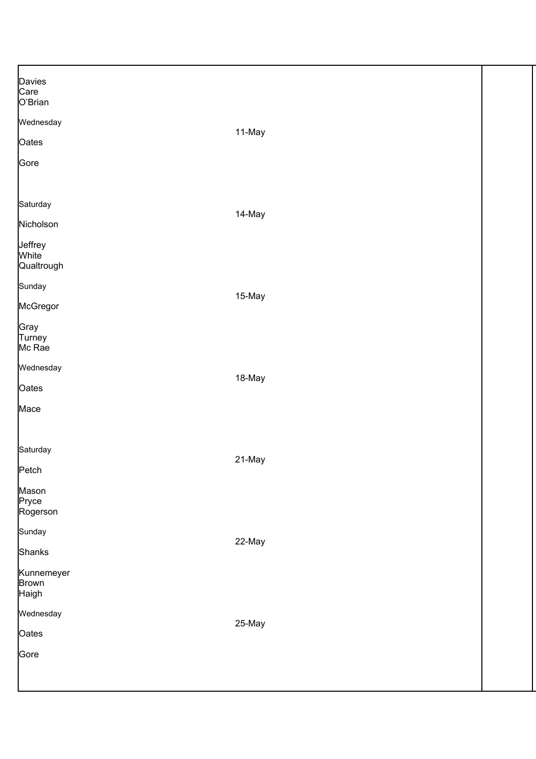| | | |
|---|---|---|
| Davies<br>Care<br>O'Brian | | |
| Wednesday<br><br>Oates<br><br>Gore | 11-May | |
| Saturday<br><br>Nicholson<br><br>Jeffrey<br>White<br>Qualtrough | 14-May | |
| Sunday<br><br>McGregor<br><br>Gray<br>Turney<br>Mc Rae | 15-May | |
| Wednesday<br><br>Oates<br><br>Mace | 18-May | |
| Saturday<br><br>Petch<br><br>Mason<br>Pryce<br>Rogerson | 21-May | |
| Sunday<br><br>Shanks<br><br>Kunnemeyer<br>Brown<br>Haigh | 22-May | |
| Wednesday<br><br>Oates<br><br>Gore | 25-May | |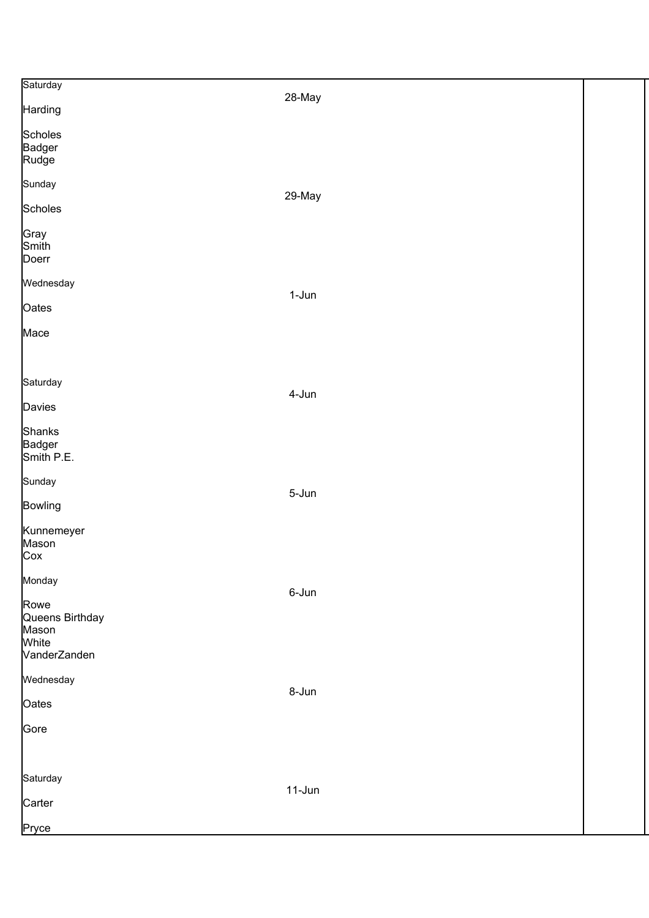| | | | |
|---|---|---|---|
| Saturday<br>Harding<br><br>Scholes<br>Badger<br>Rudge | 28-May | | |
| Sunday<br>Scholes<br><br>Gray<br>Smith<br>Doerr | 29-May | | |
| Wednesday<br>Oates<br><br>Mace | 1-Jun | | |
| Saturday<br>Davies<br><br>Shanks<br>Badger<br>Smith P.E. | 4-Jun | | |
| Sunday<br>Bowling<br><br>Kunnemeyer<br>Mason<br>Cox | 5-Jun | | |
| Monday<br>Rowe<br>Queens Birthday<br>Mason<br>White<br>VanderZanden | 6-Jun | | |
| Wednesday<br>Oates<br><br>Gore | 8-Jun | | |
| Saturday<br>Carter<br><br>Pryce | 11-Jun | | |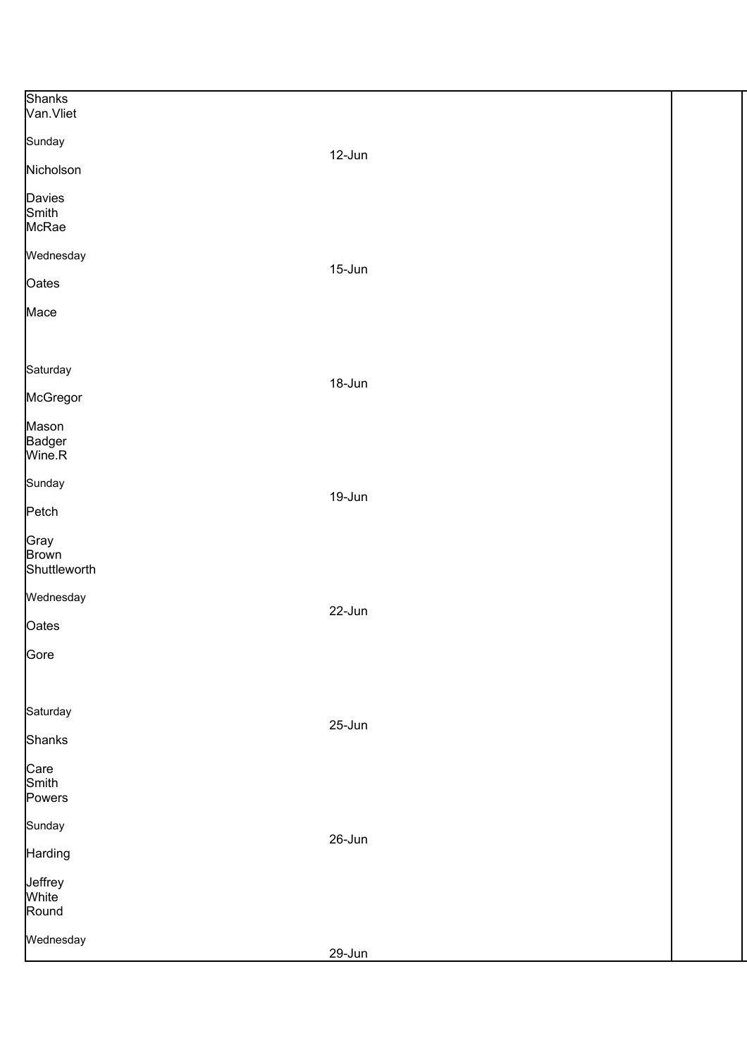| | | | |
|---|---|---|---|
| Shanks<br>Van.Vliet | | | |
| Sunday<br><br>Nicholson | 12-Jun | | |
| Davies<br>Smith<br>McRae | | | |
| Wednesday<br><br>Oates | 15-Jun | | |
| Mace | | | |
| Saturday<br><br>McGregor | 18-Jun | | |
| Mason<br>Badger<br>Wine.R | | | |
| Sunday<br><br>Petch | 19-Jun | | |
| Gray<br>Brown<br>Shuttleworth | | | |
| Wednesday<br><br>Oates | 22-Jun | | |
| Gore | | | |
| Saturday<br><br>Shanks | 25-Jun | | |
| Care<br>Smith<br>Powers | | | |
| Sunday<br><br>Harding | 26-Jun | | |
| Jeffrey<br>White<br>Round | | | |
| Wednesday | 29-Jun | | |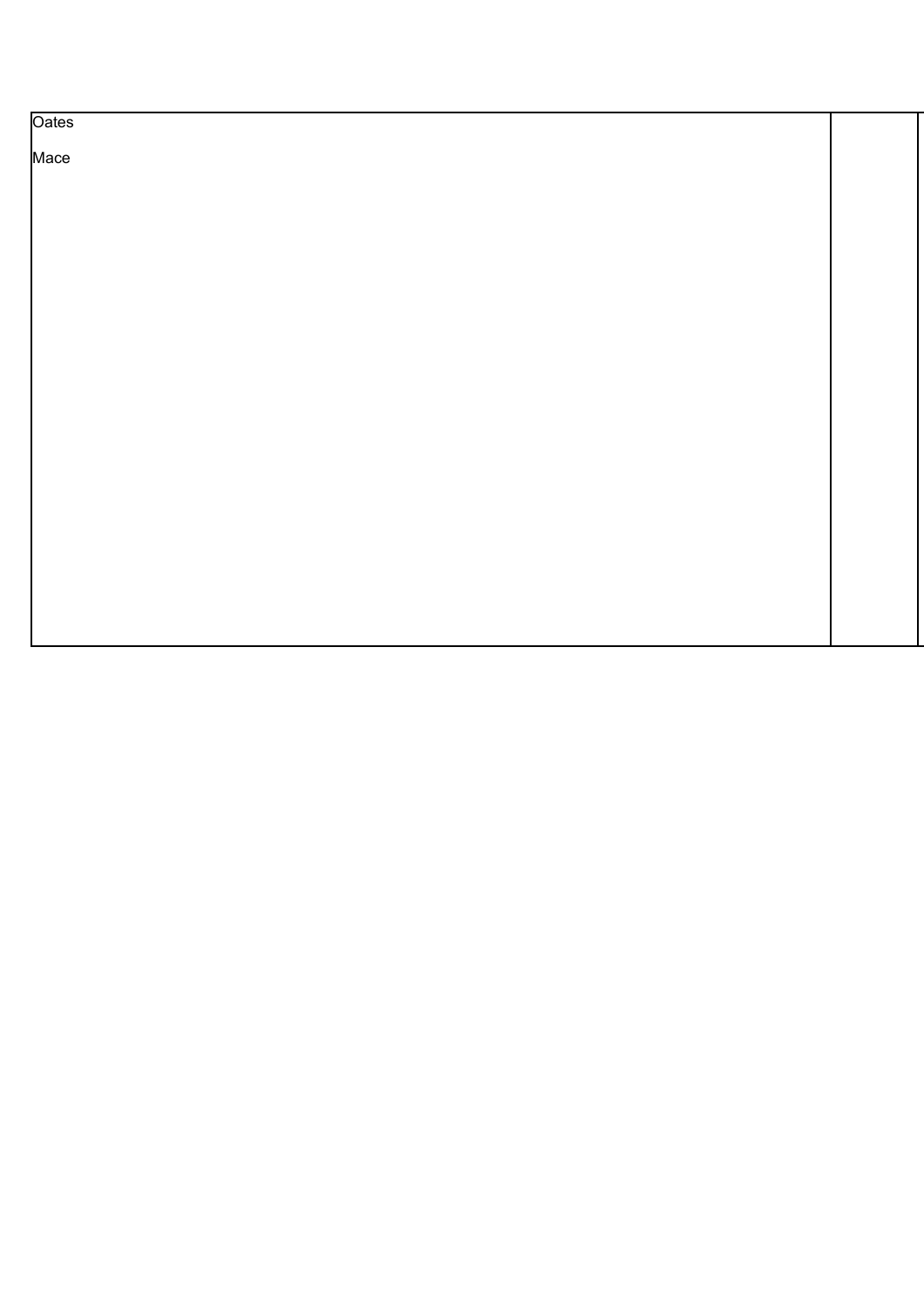| | | |
|---|---|---|
| Oates<br><br>Mace | | |